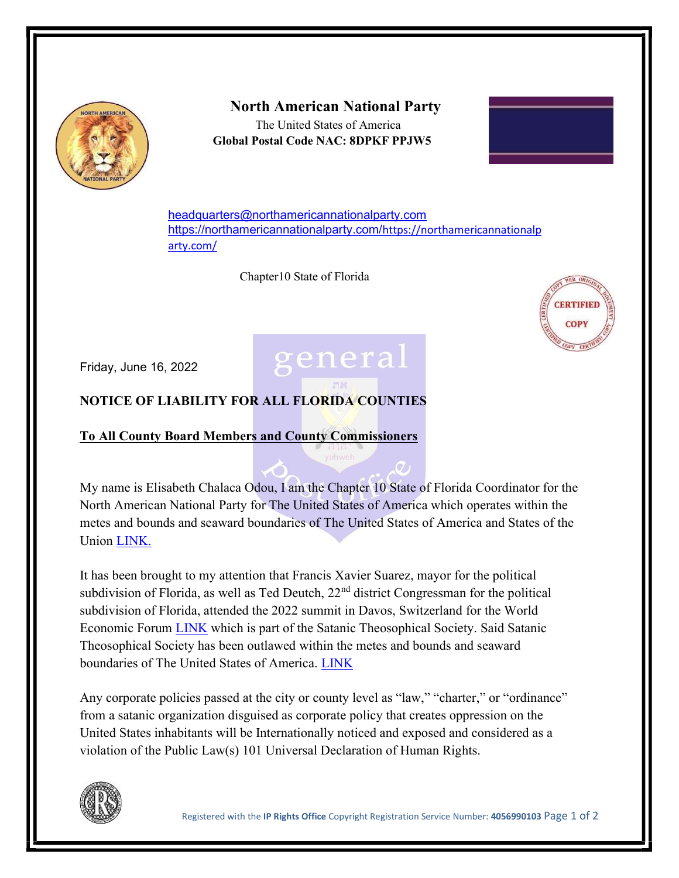# North American National Party

The United States of America
**Global Postal Code NAC: 8DPKF PPJW5**

headquarters@northamericannationalparty.com
https://northamericannationalparty.com/https://northamericannationalparty.com/

Chapter10 State of Florida

Friday, June 16, 2022

**NOTICE OF LIABILITY FOR ALL FLORIDA COUNTIES**

**To All County Board Members and County Commissioners**

My name is Elisabeth Chalaca Odou, I am the Chapter 10 State of Florida Coordinator for the North American National Party for The United States of America which operates within the metes and bounds and seaward boundaries of The United States of America and States of the Union LINK.

It has been brought to my attention that Francis Xavier Suarez, mayor for the political subdivision of Florida, as well as Ted Deutch, 22nd district Congressman for the political subdivision of Florida, attended the 2022 summit in Davos, Switzerland for the World Economic Forum LINK which is part of the Satanic Theosophical Society. Said Satanic Theosophical Society has been outlawed within the metes and bounds and seaward boundaries of The United States of America. LINK

Any corporate policies passed at the city or county level as "law," "charter," or "ordinance" from a satanic organization disguised as corporate policy that creates oppression on the United States inhabitants will be Internationally noticed and exposed and considered as a violation of the Public Law(s) 101 Universal Declaration of Human Rights.

Registered with the **IP Rights Office** Copyright Registration Service Number: **4056990103**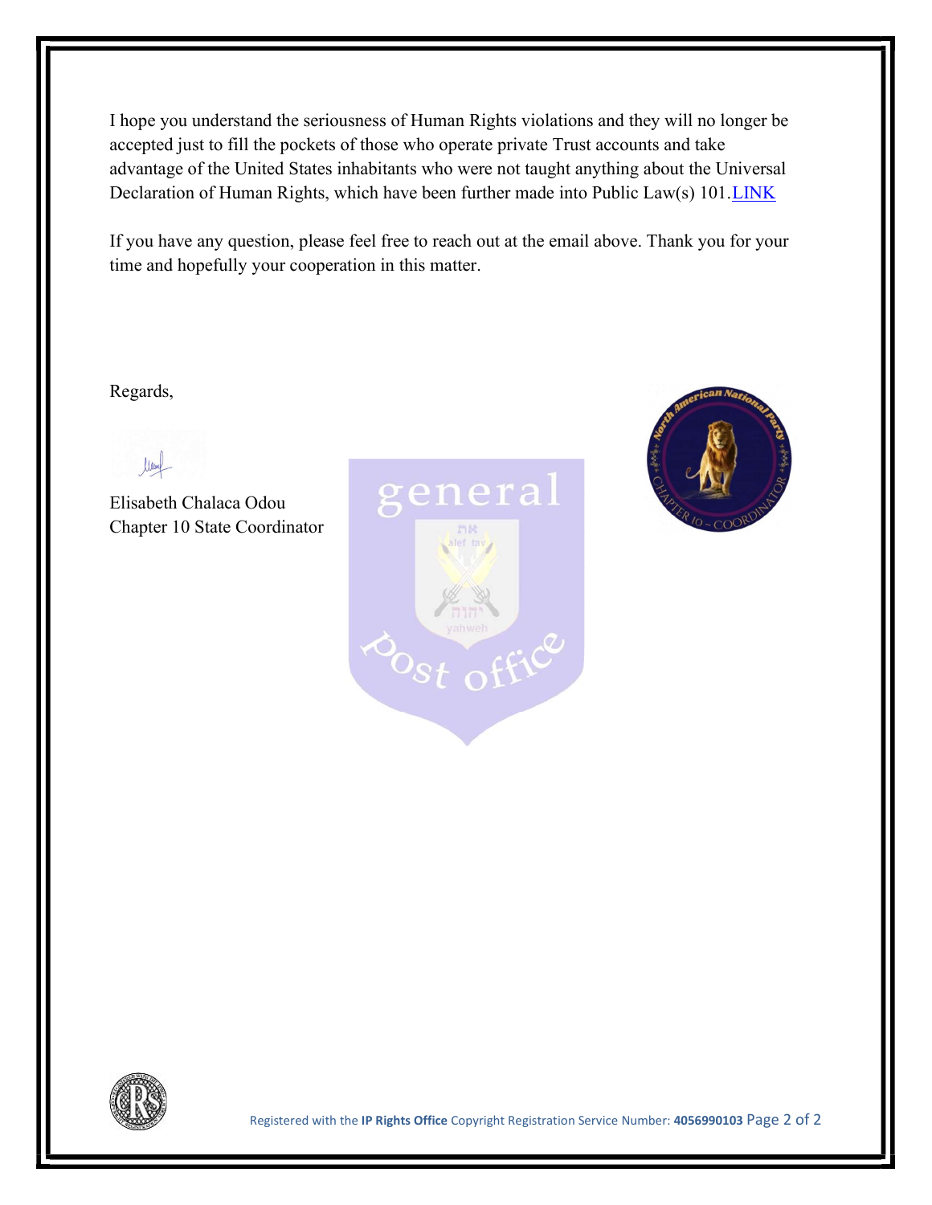I hope you understand the seriousness of Human Rights violations and they will no longer be accepted just to fill the pockets of those who operate private Trust accounts and take advantage of the United States inhabitants who were not taught anything about the Universal Declaration of Human Rights, which have been further made into Public Law(s) 101.LINK

If you have any question, please feel free to reach out at the email above. Thank you for your time and hopefully your cooperation in this matter.

Regards,

Elisabeth Chalaca Odou
Chapter 10 State Coordinator

Registered with the **IP Rights Office** Copyright Registration Service Number: **4056990103**